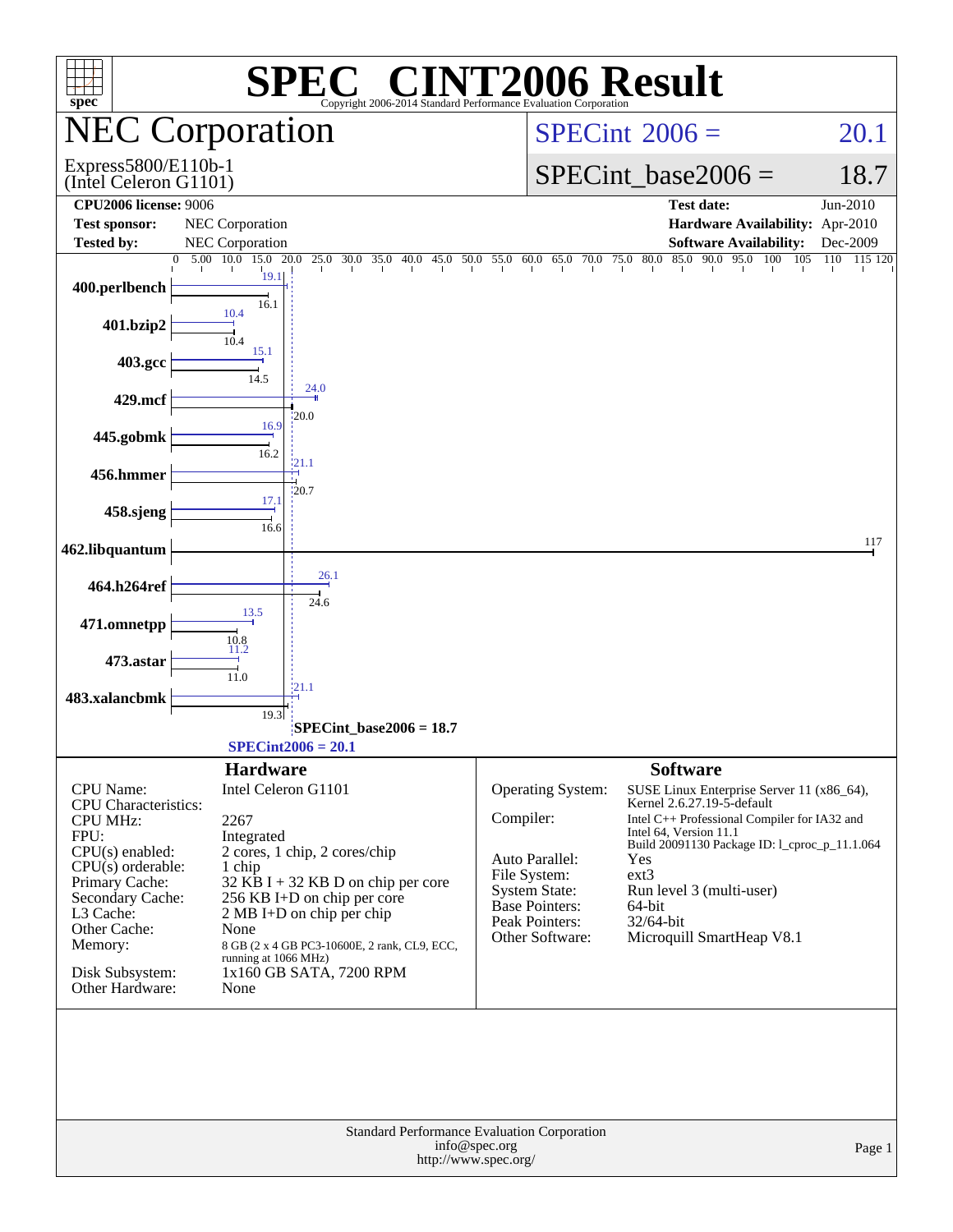# SPEC CINT2006 Result

Copyright 2006-2014 Standard Performance Evaluation Corporation

## NEC Corporation

Express5800/E110b-1
(Intel Celeron G1101)

**SPECint 2006 = 20.1**

**SPECint_base2006 = 18.7**

| | | | |
|---|---|---|---|
| **CPU2006 license:** 9006 | | **Test date:** | Jun-2010 |
| **Test sponsor:** | NEC Corporation | **Hardware Availability:** | Apr-2010 |
| **Tested by:** | NEC Corporation | **Software Availability:** | Dec-2009 |

| Benchmark | Peak | Base |
|---|---|---|
| 400.perlbench | 19.1 | 16.1 |
| 401.bzip2 | 10.4 | 10.4 |
| 403.gcc | 15.1 | 14.5 |
| 429.mcf | 24.0 | 20.0 |
| 445.gobmk | 16.9 | 16.2 |
| 456.hmmer | 21.1 | 20.7 |
| 458.sjeng | 17.1 | 16.6 |
| 462.libquantum | 117 | 117 |
| 464.h264ref | 26.1 | 24.6 |
| 471.omnetpp | 13.5 | 10.8 |
| 473.astar | 11.2 | 11.0 |
| 483.xalancbmk | 21.1 | 19.3 |

SPECint_base2006 = 18.7

SPECint2006 = 20.1

## Hardware

| | |
|---|---|
| CPU Name: | Intel Celeron G1101 |
| CPU Characteristics: | |
| CPU MHz: | 2267 |
| FPU: | Integrated |
| CPU(s) enabled: | 2 cores, 1 chip, 2 cores/chip |
| CPU(s) orderable: | 1 chip |
| Primary Cache: | 32 KB I + 32 KB D on chip per core |
| Secondary Cache: | 256 KB I+D on chip per core |
| L3 Cache: | 2 MB I+D on chip per chip |
| Other Cache: | None |
| Memory: | 8 GB (2 x 4 GB PC3-10600E, 2 rank, CL9, ECC, running at 1066 MHz) |
| Disk Subsystem: | 1x160 GB SATA, 7200 RPM |
| Other Hardware: | None |

## Software

| | |
|---|---|
| Operating System: | SUSE Linux Enterprise Server 11 (x86_64), Kernel 2.6.27.19-5-default |
| Compiler: | Intel C++ Professional Compiler for IA32 and Intel 64, Version 11.1 Build 20091130 Package ID: l_cproc_p_11.1.064 |
| Auto Parallel: | Yes |
| File System: | ext3 |
| System State: | Run level 3 (multi-user) |
| Base Pointers: | 64-bit |
| Peak Pointers: | 32/64-bit |
| Other Software: | Microquill SmartHeap V8.1 |

Standard Performance Evaluation Corporation
info@spec.org
http://www.spec.org/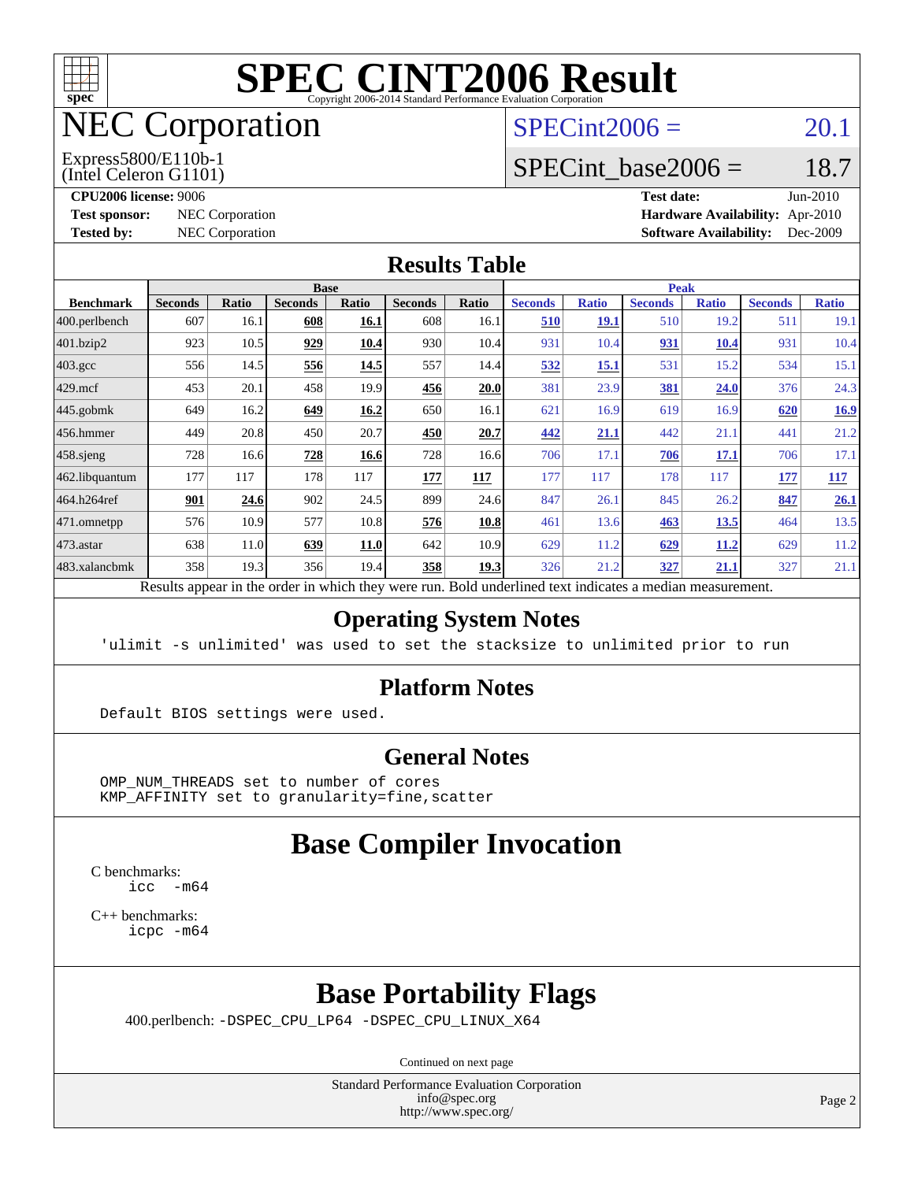# SPEC CINT2006 Result

Copyright 2006-2014 Standard Performance Evaluation Corporation

## NEC Corporation

Express5800/E110b-1
(Intel Celeron G1101)

SPECint2006 = 20.1

SPECint_base2006 = 18.7

**CPU2006 license:** 9006
**Test sponsor:** NEC Corporation
**Tested by:** NEC Corporation

**Test date:** Jun-2010
**Hardware Availability:** Apr-2010
**Software Availability:** Dec-2009

## Results Table

| Benchmark | Base | | | | | | Peak | | | | | |
|---|---|---|---|---|---|---|---|---|---|---|---|---|
| | Seconds | Ratio | Seconds | Ratio | Seconds | Ratio | Seconds | Ratio | Seconds | Ratio | Seconds | Ratio |
| 400.perlbench | 607 | 16.1 | **608** | **16.1** | 608 | 16.1 | **510** | **19.1** | 510 | 19.2 | 511 | 19.1 |
| 401.bzip2 | 923 | 10.5 | **929** | **10.4** | 930 | 10.4 | 931 | 10.4 | **931** | **10.4** | 931 | 10.4 |
| 403.gcc | 556 | 14.5 | **556** | **14.5** | 557 | 14.4 | **532** | **15.1** | 531 | 15.2 | 534 | 15.1 |
| 429.mcf | 453 | 20.1 | 458 | 19.9 | **456** | **20.0** | 381 | 23.9 | **381** | **24.0** | 376 | 24.3 |
| 445.gobmk | 649 | 16.2 | **649** | **16.2** | 650 | 16.1 | 621 | 16.9 | 619 | 16.9 | **620** | **16.9** |
| 456.hmmer | 449 | 20.8 | 450 | 20.7 | **450** | **20.7** | **442** | **21.1** | 442 | 21.1 | 441 | 21.2 |
| 458.sjeng | 728 | 16.6 | **728** | **16.6** | 728 | 16.6 | 706 | 17.1 | **706** | **17.1** | 706 | 17.1 |
| 462.libquantum | 177 | 117 | 178 | 117 | **177** | **117** | 177 | 117 | 178 | 117 | **177** | **117** |
| 464.h264ref | **901** | **24.6** | 902 | 24.5 | 899 | 24.6 | 847 | 26.1 | 845 | 26.2 | **847** | **26.1** |
| 471.omnetpp | 576 | 10.9 | 577 | 10.8 | **576** | **10.8** | 461 | 13.6 | **463** | **13.5** | 464 | 13.5 |
| 473.astar | 638 | 11.0 | **639** | **11.0** | 642 | 10.9 | 629 | 11.2 | **629** | **11.2** | 629 | 11.2 |
| 483.xalancbmk | 358 | 19.3 | 356 | 19.4 | **358** | **19.3** | 326 | 21.2 | **327** | **21.1** | 327 | 21.1 |

Results appear in the order in which they were run. Bold underlined text indicates a median measurement.

## Operating System Notes

```
'ulimit -s unlimited' was used to set the stacksize to unlimited prior to run
```

## Platform Notes

```
Default BIOS settings were used.
```

## General Notes

```
OMP_NUM_THREADS set to number of cores
KMP_AFFINITY set to granularity=fine,scatter
```

## Base Compiler Invocation

C benchmarks:
```
icc  -m64
```

C++ benchmarks:
```
icpc -m64
```

## Base Portability Flags

400.perlbench: -DSPEC_CPU_LP64 -DSPEC_CPU_LINUX_X64

Continued on next page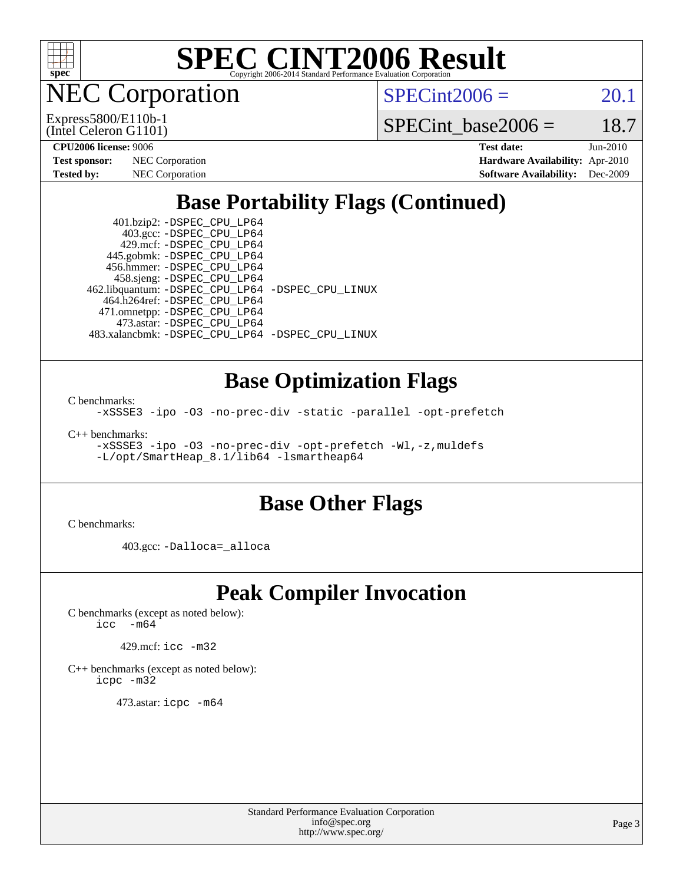# SPEC CINT2006 Result

Copyright 2006-2014 Standard Performance Evaluation Corporation

## NEC Corporation

Express5800/E110b-1
(Intel Celeron G1101)

SPECint2006 = 20.1

SPECint_base2006 = 18.7

**CPU2006 license:** 9006
**Test sponsor:** NEC Corporation
**Tested by:** NEC Corporation

**Test date:** Jun-2010
**Hardware Availability:** Apr-2010
**Software Availability:** Dec-2009

## Base Portability Flags (Continued)

```
      401.bzip2: -DSPEC_CPU_LP64
        403.gcc: -DSPEC_CPU_LP64
        429.mcf: -DSPEC_CPU_LP64
      445.gobmk: -DSPEC_CPU_LP64
      456.hmmer: -DSPEC_CPU_LP64
      458.sjeng: -DSPEC_CPU_LP64
 462.libquantum: -DSPEC_CPU_LP64 -DSPEC_CPU_LINUX
    464.h264ref: -DSPEC_CPU_LP64
    471.omnetpp: -DSPEC_CPU_LP64
      473.astar: -DSPEC_CPU_LP64
 483.xalancbmk: -DSPEC_CPU_LP64 -DSPEC_CPU_LINUX
```

## Base Optimization Flags

C benchmarks:

```
-xSSSE3 -ipo -O3 -no-prec-div -static -parallel -opt-prefetch
```

C++ benchmarks:

```
-xSSSE3 -ipo -O3 -no-prec-div -opt-prefetch -Wl,-z,muldefs
-L/opt/SmartHeap_8.1/lib64 -lsmartheap64
```

## Base Other Flags

C benchmarks:

```
403.gcc: -Dalloca=_alloca
```

## Peak Compiler Invocation

C benchmarks (except as noted below):

```
icc  -m64
```

```
429.mcf: icc -m32
```

C++ benchmarks (except as noted below):

```
icpc -m32
```

```
473.astar: icpc -m64
```

Standard Performance Evaluation Corporation
info@spec.org
http://www.spec.org/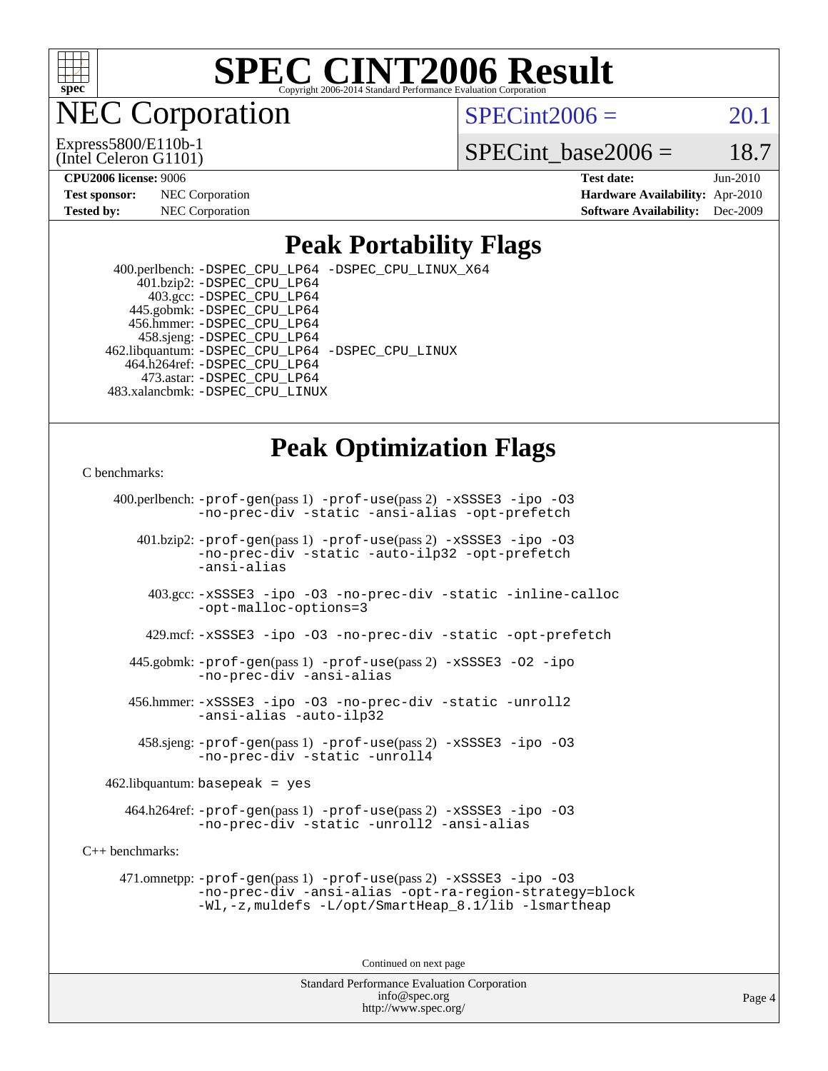# SPEC CINT2006 Result

## NEC Corporation

Express5800/E110b-1
(Intel Celeron G1101)

SPECint2006 = 20.1

SPECint_base2006 = 18.7

**CPU2006 license:** 9006
**Test sponsor:** NEC Corporation
**Tested by:** NEC Corporation

**Test date:** Jun-2010
**Hardware Availability:** Apr-2010
**Software Availability:** Dec-2009

## Peak Portability Flags

400.perlbench: -DSPEC_CPU_LP64 -DSPEC_CPU_LINUX_X64
401.bzip2: -DSPEC_CPU_LP64
403.gcc: -DSPEC_CPU_LP64
445.gobmk: -DSPEC_CPU_LP64
456.hmmer: -DSPEC_CPU_LP64
458.sjeng: -DSPEC_CPU_LP64
462.libquantum: -DSPEC_CPU_LP64 -DSPEC_CPU_LINUX
464.h264ref: -DSPEC_CPU_LP64
473.astar: -DSPEC_CPU_LP64
483.xalancbmk: -DSPEC_CPU_LINUX

## Peak Optimization Flags

C benchmarks:

400.perlbench: -prof-gen(pass 1) -prof-use(pass 2) -xSSSE3 -ipo -O3 -no-prec-div -static -ansi-alias -opt-prefetch

401.bzip2: -prof-gen(pass 1) -prof-use(pass 2) -xSSSE3 -ipo -O3 -no-prec-div -static -auto-ilp32 -opt-prefetch -ansi-alias

403.gcc: -xSSSE3 -ipo -O3 -no-prec-div -static -inline-calloc -opt-malloc-options=3

429.mcf: -xSSSE3 -ipo -O3 -no-prec-div -static -opt-prefetch

445.gobmk: -prof-gen(pass 1) -prof-use(pass 2) -xSSSE3 -O2 -ipo -no-prec-div -ansi-alias

456.hmmer: -xSSSE3 -ipo -O3 -no-prec-div -static -unroll2 -ansi-alias -auto-ilp32

458.sjeng: -prof-gen(pass 1) -prof-use(pass 2) -xSSSE3 -ipo -O3 -no-prec-div -static -unroll4

462.libquantum: basepeak = yes

464.h264ref: -prof-gen(pass 1) -prof-use(pass 2) -xSSSE3 -ipo -O3 -no-prec-div -static -unroll2 -ansi-alias

C++ benchmarks:

471.omnetpp: -prof-gen(pass 1) -prof-use(pass 2) -xSSSE3 -ipo -O3 -no-prec-div -ansi-alias -opt-ra-region-strategy=block -Wl,-z,muldefs -L/opt/SmartHeap_8.1/lib -lsmartheap

Continued on next page

Standard Performance Evaluation Corporation
info@spec.org
http://www.spec.org/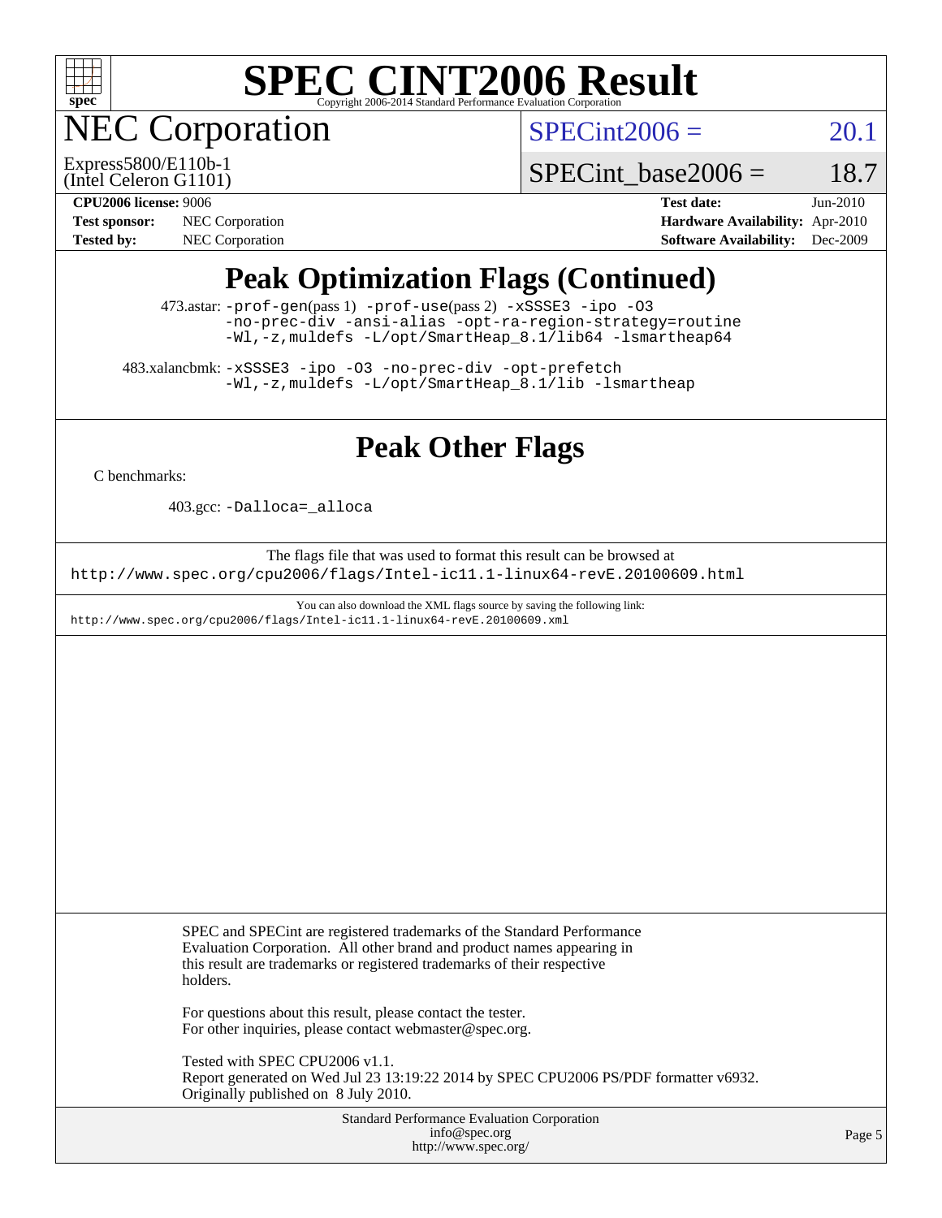# SPEC CINT2006 Result

Copyright 2006-2014 Standard Performance Evaluation Corporation

## NEC Corporation

Express5800/E110b-1
(Intel Celeron G1101)

SPECint2006 = 20.1

SPECint_base2006 = 18.7

**CPU2006 license:** 9006
**Test sponsor:** NEC Corporation
**Tested by:** NEC Corporation

**Test date:** Jun-2010
**Hardware Availability:** Apr-2010
**Software Availability:** Dec-2009

## Peak Optimization Flags (Continued)

473.astar: `-prof-gen`(pass 1) `-prof-use`(pass 2) `-xSSSE3 -ipo -O3 -no-prec-div -ansi-alias -opt-ra-region-strategy=routine -Wl,-z,muldefs -L/opt/SmartHeap_8.1/lib64 -lsmartheap64`

483.xalancbmk: `-xSSSE3 -ipo -O3 -no-prec-div -opt-prefetch -Wl,-z,muldefs -L/opt/SmartHeap_8.1/lib -lsmartheap`

## Peak Other Flags

C benchmarks:

403.gcc: `-Dalloca=_alloca`

The flags file that was used to format this result can be browsed at
http://www.spec.org/cpu2006/flags/Intel-ic11.1-linux64-revE.20100609.html

You can also download the XML flags source by saving the following link:
http://www.spec.org/cpu2006/flags/Intel-ic11.1-linux64-revE.20100609.xml

SPEC and SPECint are registered trademarks of the Standard Performance Evaluation Corporation. All other brand and product names appearing in this result are trademarks or registered trademarks of their respective holders.

For questions about this result, please contact the tester.
For other inquiries, please contact webmaster@spec.org.

Tested with SPEC CPU2006 v1.1.
Report generated on Wed Jul 23 13:19:22 2014 by SPEC CPU2006 PS/PDF formatter v6932.
Originally published on 8 July 2010.

Standard Performance Evaluation Corporation
info@spec.org
http://www.spec.org/